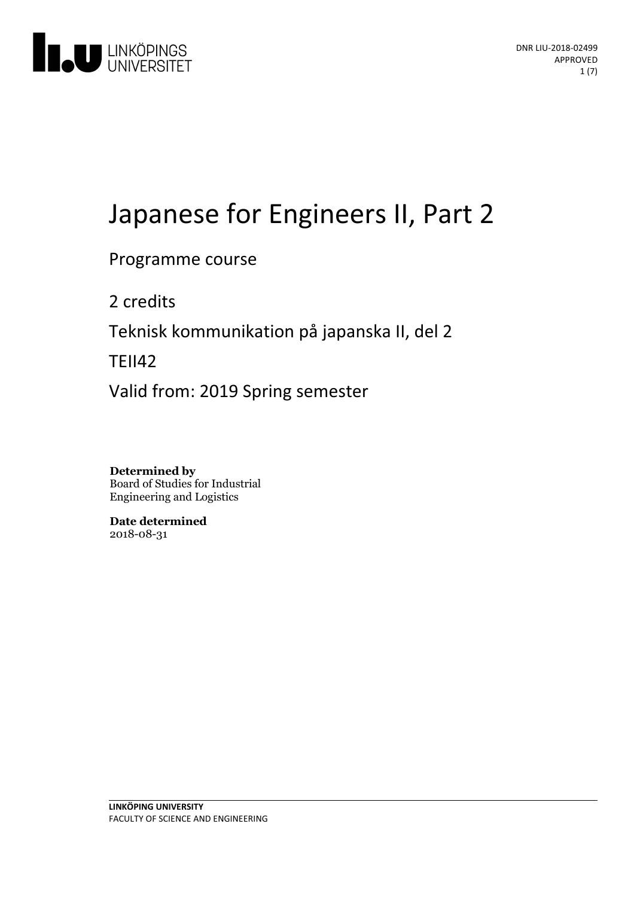DNR LIU-2018-02499
APPROVED

# Japanese for Engineers II, Part 2

Programme course

2 credits

Teknisk kommunikation på japanska II, del 2

TEII42

Valid from: 2019 Spring semester

**Determined by**
Board of Studies for Industrial Engineering and Logistics

**Date determined**
2018-08-31

**LINKÖPING UNIVERSITY**
FACULTY OF SCIENCE AND ENGINEERING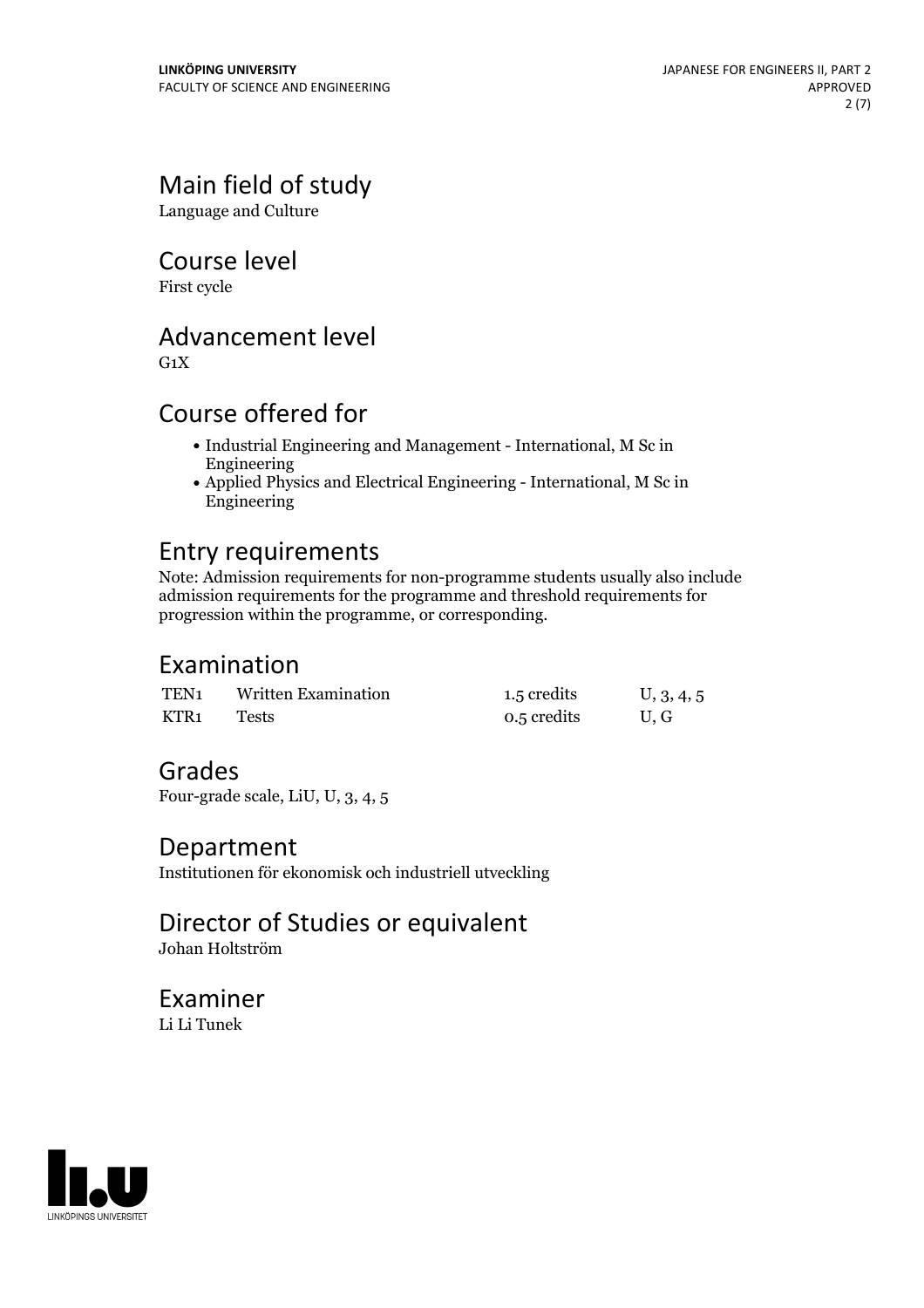## Main field of study

Language and Culture

## Course level

First cycle

## Advancement level

G1X

## Course offered for

- Industrial Engineering and Management - International, M Sc in Engineering
- Applied Physics and Electrical Engineering - International, M Sc in Engineering

## Entry requirements

Note: Admission requirements for non-programme students usually also include admission requirements for the programme and threshold requirements for progression within the programme, or corresponding.

## Examination

| | | | |
|---|---|---|---|
| TEN1 | Written Examination | 1.5 credits | U, 3, 4, 5 |
| KTR1 | Tests | 0.5 credits | U, G |

## Grades

Four-grade scale, LiU, U, 3, 4, 5

## Department

Institutionen för ekonomisk och industriell utveckling

## Director of Studies or equivalent

Johan Holtström

## Examiner

Li Li Tunek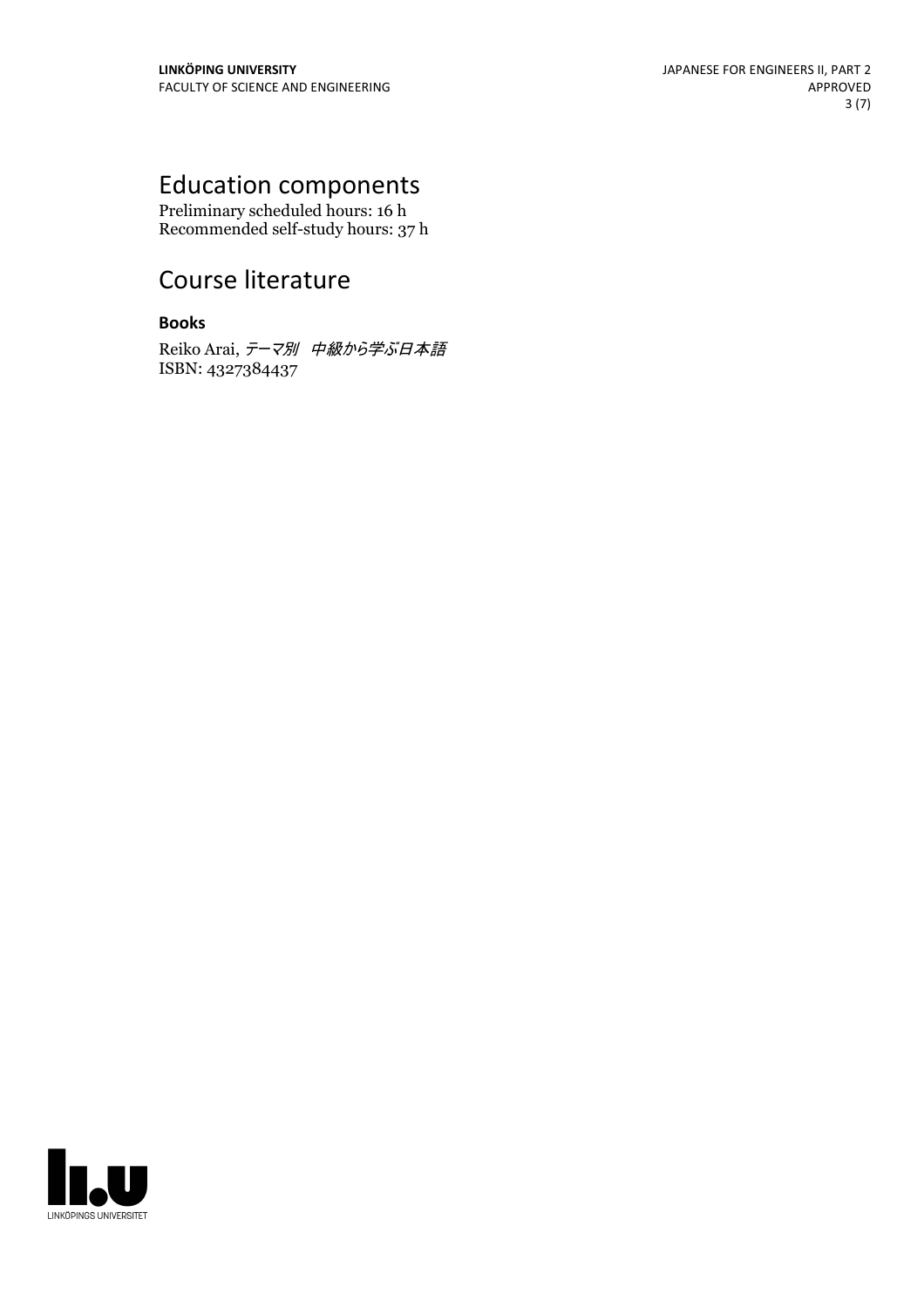# Education components

Preliminary scheduled hours: 16 h
Recommended self-study hours: 37 h

# Course literature

### Books

Reiko Arai, *テーマ別　中級から学ぶ日本語*
ISBN: 4327384437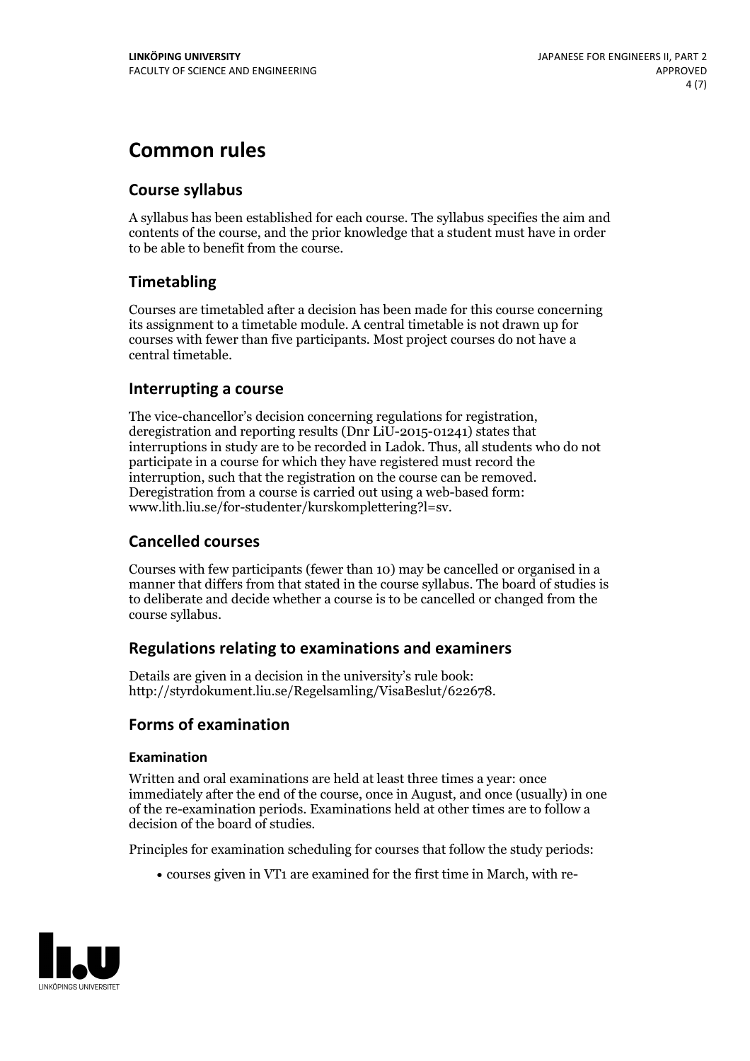# Common rules

## Course syllabus

A syllabus has been established for each course. The syllabus specifies the aim and contents of the course, and the prior knowledge that a student must have in order to be able to benefit from the course.

## Timetabling

Courses are timetabled after a decision has been made for this course concerning its assignment to a timetable module. A central timetable is not drawn up for courses with fewer than five participants. Most project courses do not have a central timetable.

## Interrupting a course

The vice-chancellor's decision concerning regulations for registration, deregistration and reporting results (Dnr LiU-2015-01241) states that interruptions in study are to be recorded in Ladok. Thus, all students who do not participate in a course for which they have registered must record the interruption, such that the registration on the course can be removed. Deregistration from a course is carried out using a web-based form: www.lith.liu.se/for-studenter/kurskomplettering?l=sv.

## Cancelled courses

Courses with few participants (fewer than 10) may be cancelled or organised in a manner that differs from that stated in the course syllabus. The board of studies is to deliberate and decide whether a course is to be cancelled or changed from the course syllabus.

## Regulations relating to examinations and examiners

Details are given in a decision in the university's rule book: http://styrdokument.liu.se/Regelsamling/VisaBeslut/622678.

## Forms of examination

### Examination

Written and oral examinations are held at least three times a year: once immediately after the end of the course, once in August, and once (usually) in one of the re-examination periods. Examinations held at other times are to follow a decision of the board of studies.

Principles for examination scheduling for courses that follow the study periods:

- courses given in VT1 are examined for the first time in March, with re-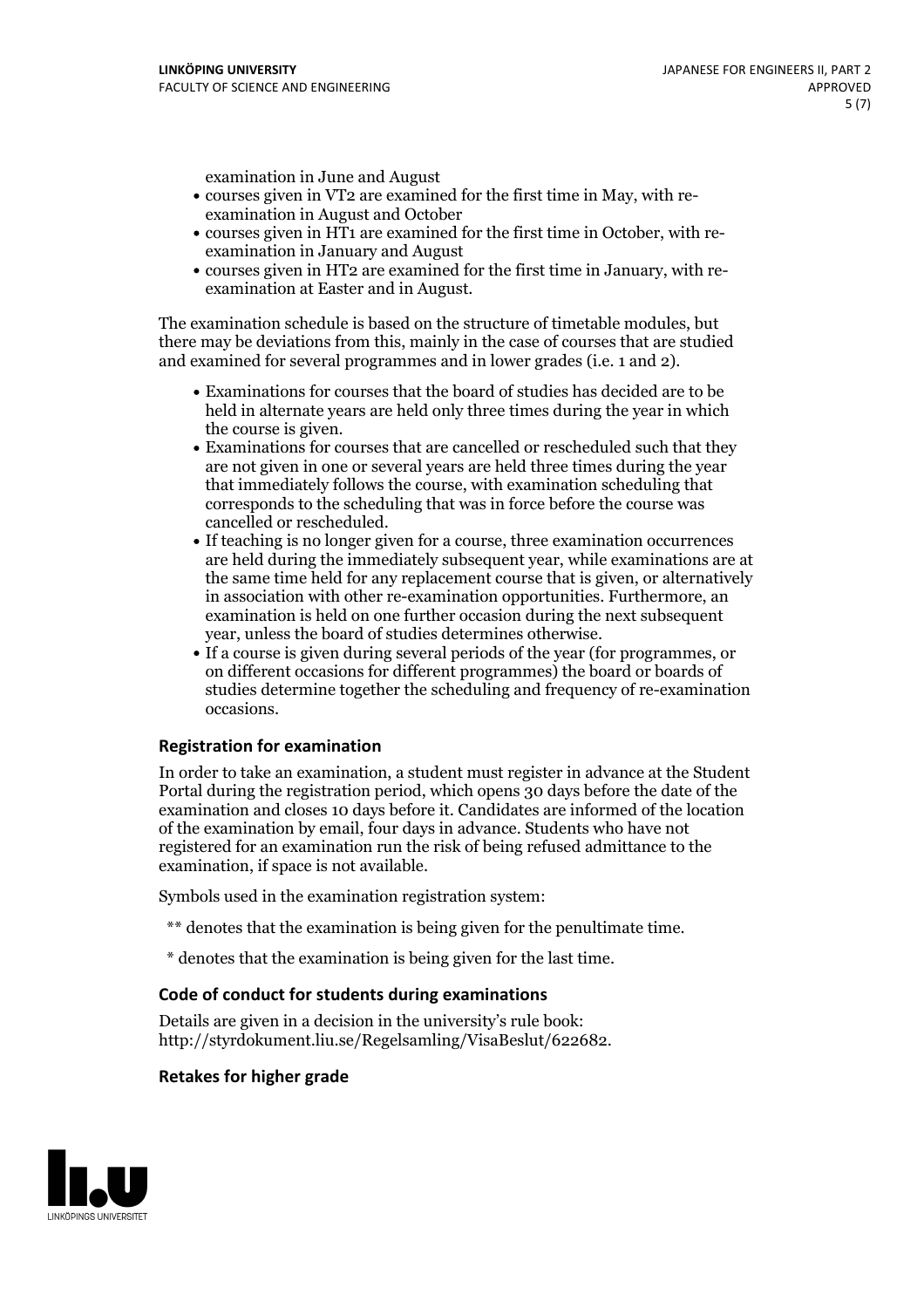examination in June and August

- courses given in VT2 are examined for the first time in May, with re-examination in August and October
- courses given in HT1 are examined for the first time in October, with re-examination in January and August
- courses given in HT2 are examined for the first time in January, with re-examination at Easter and in August.

The examination schedule is based on the structure of timetable modules, but there may be deviations from this, mainly in the case of courses that are studied and examined for several programmes and in lower grades (i.e. 1 and 2).

- Examinations for courses that the board of studies has decided are to be held in alternate years are held only three times during the year in which the course is given.
- Examinations for courses that are cancelled or rescheduled such that they are not given in one or several years are held three times during the year that immediately follows the course, with examination scheduling that corresponds to the scheduling that was in force before the course was cancelled or rescheduled.
- If teaching is no longer given for a course, three examination occurrences are held during the immediately subsequent year, while examinations are at the same time held for any replacement course that is given, or alternatively in association with other re-examination opportunities. Furthermore, an examination is held on one further occasion during the next subsequent year, unless the board of studies determines otherwise.
- If a course is given during several periods of the year (for programmes, or on different occasions for different programmes) the board or boards of studies determine together the scheduling and frequency of re-examination occasions.

### Registration for examination

In order to take an examination, a student must register in advance at the Student Portal during the registration period, which opens 30 days before the date of the examination and closes 10 days before it. Candidates are informed of the location of the examination by email, four days in advance. Students who have not registered for an examination run the risk of being refused admittance to the examination, if space is not available.

Symbols used in the examination registration system:

** denotes that the examination is being given for the penultimate time.

* denotes that the examination is being given for the last time.

### Code of conduct for students during examinations

Details are given in a decision in the university's rule book: http://styrdokument.liu.se/Regelsamling/VisaBeslut/622682.

### Retakes for higher grade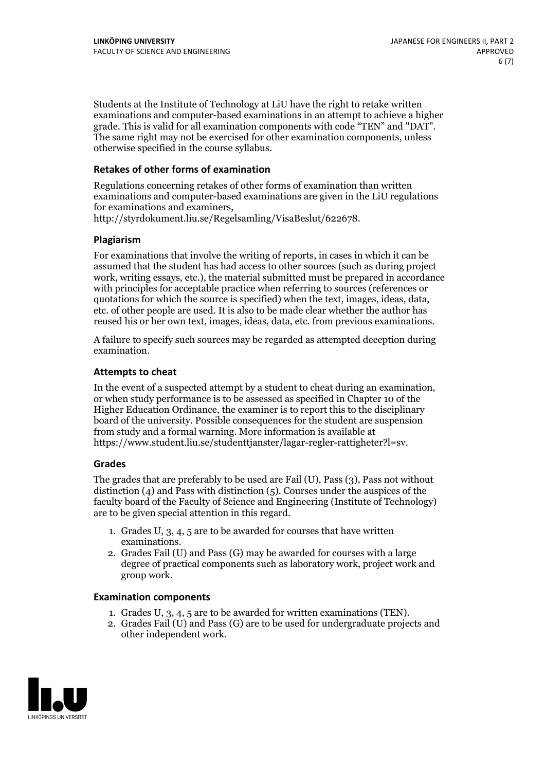Students at the Institute of Technology at LiU have the right to retake written examinations and computer-based examinations in an attempt to achieve a higher grade. This is valid for all examination components with code "TEN" and "DAT". The same right may not be exercised for other examination components, unless otherwise specified in the course syllabus.

### Retakes of other forms of examination

Regulations concerning retakes of other forms of examination than written examinations and computer-based examinations are given in the LiU regulations for examinations and examiners, http://styrdokument.liu.se/Regelsamling/VisaBeslut/622678.

### Plagiarism

For examinations that involve the writing of reports, in cases in which it can be assumed that the student has had access to other sources (such as during project work, writing essays, etc.), the material submitted must be prepared in accordance with principles for acceptable practice when referring to sources (references or quotations for which the source is specified) when the text, images, ideas, data, etc. of other people are used. It is also to be made clear whether the author has reused his or her own text, images, ideas, data, etc. from previous examinations.

A failure to specify such sources may be regarded as attempted deception during examination.

### Attempts to cheat

In the event of a suspected attempt by a student to cheat during an examination, or when study performance is to be assessed as specified in Chapter 10 of the Higher Education Ordinance, the examiner is to report this to the disciplinary board of the university. Possible consequences for the student are suspension from study and a formal warning. More information is available at https://www.student.liu.se/studenttjanster/lagar-regler-rattigheter?l=sv.

### Grades

The grades that are preferably to be used are Fail (U), Pass (3), Pass not without distinction (4) and Pass with distinction (5). Courses under the auspices of the faculty board of the Faculty of Science and Engineering (Institute of Technology) are to be given special attention in this regard.

1. Grades U, 3, 4, 5 are to be awarded for courses that have written examinations.
2. Grades Fail (U) and Pass (G) may be awarded for courses with a large degree of practical components such as laboratory work, project work and group work.

### Examination components

1. Grades U, 3, 4, 5 are to be awarded for written examinations (TEN).
2. Grades Fail (U) and Pass (G) are to be used for undergraduate projects and other independent work.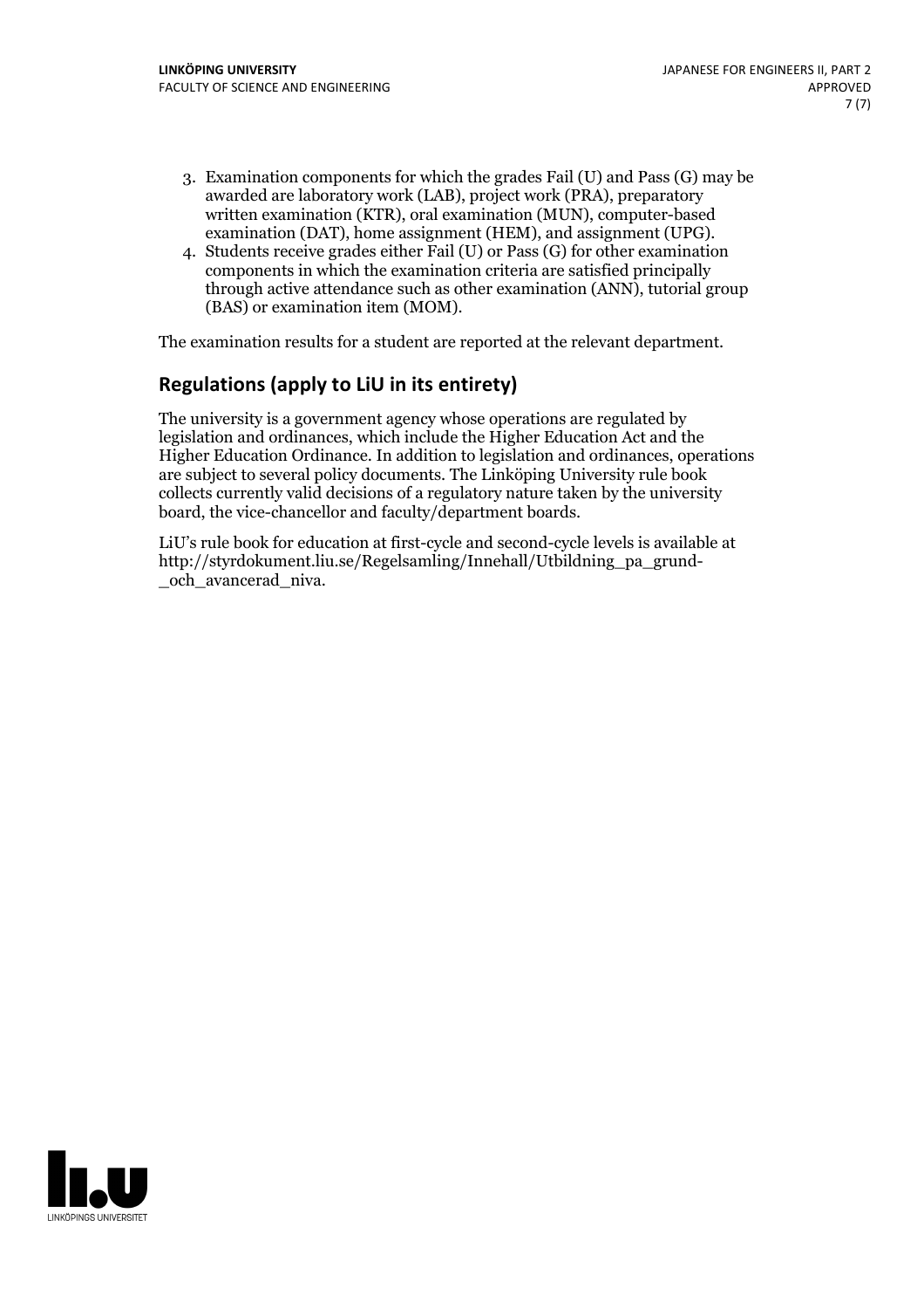3. Examination components for which the grades Fail (U) and Pass (G) may be awarded are laboratory work (LAB), project work (PRA), preparatory written examination (KTR), oral examination (MUN), computer-based examination (DAT), home assignment (HEM), and assignment (UPG).
4. Students receive grades either Fail (U) or Pass (G) for other examination components in which the examination criteria are satisfied principally through active attendance such as other examination (ANN), tutorial group (BAS) or examination item (MOM).

The examination results for a student are reported at the relevant department.

## Regulations (apply to LiU in its entirety)

The university is a government agency whose operations are regulated by legislation and ordinances, which include the Higher Education Act and the Higher Education Ordinance. In addition to legislation and ordinances, operations are subject to several policy documents. The Linköping University rule book collects currently valid decisions of a regulatory nature taken by the university board, the vice-chancellor and faculty/department boards.

LiU's rule book for education at first-cycle and second-cycle levels is available at http://styrdokument.liu.se/Regelsamling/Innehall/Utbildning_pa_grund-_och_avancerad_niva.